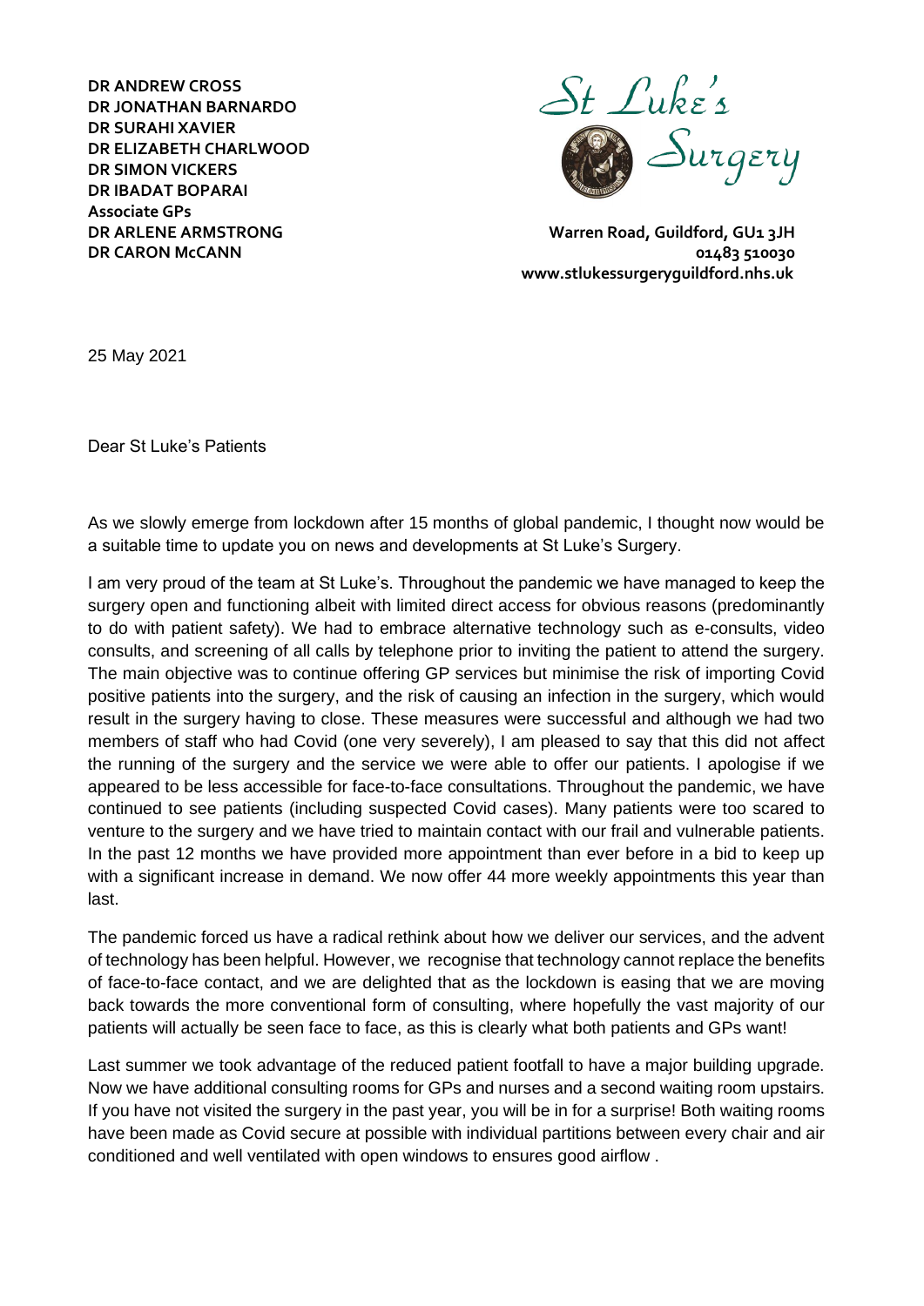**DR ANDREW CROSS**
**DR JONATHAN BARNARDO**
**DR SURAHI XAVIER**
**DR ELIZABETH CHARLWOOD**
**DR SIMON VICKERS**
**DR IBADAT BOPARAI**
**Associate GPs**
**DR ARLENE ARMSTRONG**
**DR CARON McCANN**

St Luke's Surgery

**Warren Road, Guildford, GU1 3JH**
**01483 510030**
**www.stlukessurgeryguildford.nhs.uk**

25 May 2021

Dear St Luke's Patients

As we slowly emerge from lockdown after 15 months of global pandemic, I thought now would be a suitable time to update you on news and developments at St Luke's Surgery.

I am very proud of the team at St Luke's. Throughout the pandemic we have managed to keep the surgery open and functioning albeit with limited direct access for obvious reasons (predominantly to do with patient safety). We had to embrace alternative technology such as e-consults, video consults, and screening of all calls by telephone prior to inviting the patient to attend the surgery. The main objective was to continue offering GP services but minimise the risk of importing Covid positive patients into the surgery, and the risk of causing an infection in the surgery, which would result in the surgery having to close. These measures were successful and although we had two members of staff who had Covid (one very severely), I am pleased to say that this did not affect the running of the surgery and the service we were able to offer our patients. I apologise if we appeared to be less accessible for face-to-face consultations. Throughout the pandemic, we have continued to see patients (including suspected Covid cases). Many patients were too scared to venture to the surgery and we have tried to maintain contact with our frail and vulnerable patients. In the past 12 months we have provided more appointment than ever before in a bid to keep up with a significant increase in demand. We now offer 44 more weekly appointments this year than last.

The pandemic forced us have a radical rethink about how we deliver our services, and the advent of technology has been helpful. However, we recognise that technology cannot replace the benefits of face-to-face contact, and we are delighted that as the lockdown is easing that we are moving back towards the more conventional form of consulting, where hopefully the vast majority of our patients will actually be seen face to face, as this is clearly what both patients and GPs want!

Last summer we took advantage of the reduced patient footfall to have a major building upgrade. Now we have additional consulting rooms for GPs and nurses and a second waiting room upstairs. If you have not visited the surgery in the past year, you will be in for a surprise! Both waiting rooms have been made as Covid secure at possible with individual partitions between every chair and air conditioned and well ventilated with open windows to ensures good airflow .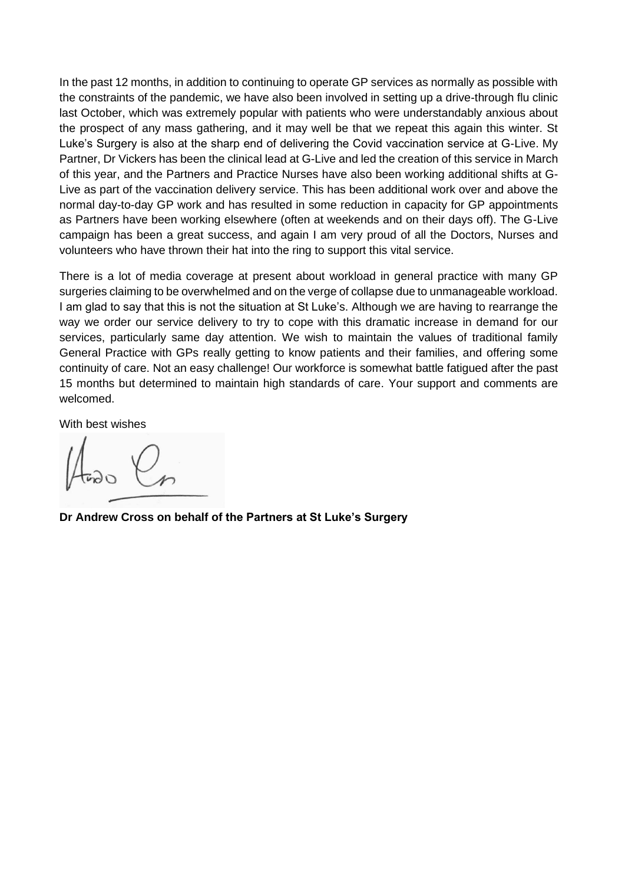In the past 12 months, in addition to continuing to operate GP services as normally as possible with the constraints of the pandemic, we have also been involved in setting up a drive-through flu clinic last October, which was extremely popular with patients who were understandably anxious about the prospect of any mass gathering, and it may well be that we repeat this again this winter. St Luke's Surgery is also at the sharp end of delivering the Covid vaccination service at G-Live. My Partner, Dr Vickers has been the clinical lead at G-Live and led the creation of this service in March of this year, and the Partners and Practice Nurses have also been working additional shifts at G-Live as part of the vaccination delivery service. This has been additional work over and above the normal day-to-day GP work and has resulted in some reduction in capacity for GP appointments as Partners have been working elsewhere (often at weekends and on their days off). The G-Live campaign has been a great success, and again I am very proud of all the Doctors, Nurses and volunteers who have thrown their hat into the ring to support this vital service.

There is a lot of media coverage at present about workload in general practice with many GP surgeries claiming to be overwhelmed and on the verge of collapse due to unmanageable workload. I am glad to say that this is not the situation at St Luke's. Although we are having to rearrange the way we order our service delivery to try to cope with this dramatic increase in demand for our services, particularly same day attention. We wish to maintain the values of traditional family General Practice with GPs really getting to know patients and their families, and offering some continuity of care. Not an easy challenge! Our workforce is somewhat battle fatigued after the past 15 months but determined to maintain high standards of care. Your support and comments are welcomed.

With best wishes

**Dr Andrew Cross on behalf of the Partners at St Luke's Surgery**